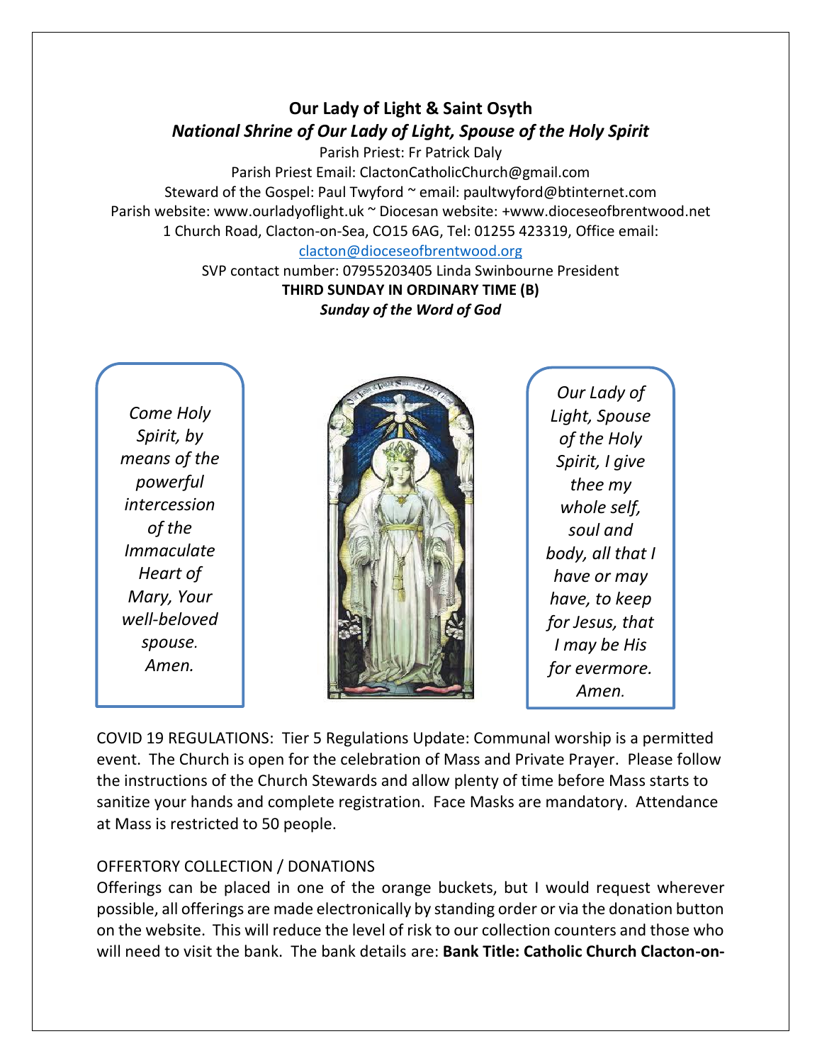**Our Lady of Light & Saint Osyth**

***National Shrine of Our Lady of Light, Spouse of the Holy Spirit***

Parish Priest: Fr Patrick Daly
Parish Priest Email: ClactonCatholicChurch@gmail.com
Steward of the Gospel: Paul Twyford ~ email: paultwyford@btinternet.com
Parish website: www.ourladyoflight.uk ~ Diocesan website: +www.dioceseofbrentwood.net
1 Church Road, Clacton-on-Sea, CO15 6AG, Tel: 01255 423319, Office email: [clacton@dioceseofbrentwood.org](mailto:clacton@dioceseofbrentwood.org)
SVP contact number: 07955203405 Linda Swinbourne President

**THIRD SUNDAY IN ORDINARY TIME (B)**

***Sunday of the Word of God***

*Come Holy Spirit, by means of the powerful intercession of the Immaculate Heart of Mary, Your well-beloved spouse. Amen.*

*Our Lady of Light, Spouse of the Holy Spirit, I give thee my whole self, soul and body, all that I have or may have, to keep for Jesus, that I may be His for evermore. Amen.*

COVID 19 REGULATIONS: Tier 5 Regulations Update: Communal worship is a permitted event. The Church is open for the celebration of Mass and Private Prayer. Please follow the instructions of the Church Stewards and allow plenty of time before Mass starts to sanitize your hands and complete registration. Face Masks are mandatory. Attendance at Mass is restricted to 50 people.

OFFERTORY COLLECTION / DONATIONS

Offerings can be placed in one of the orange buckets, but I would request wherever possible, all offerings are made electronically by standing order or via the donation button on the website. This will reduce the level of risk to our collection counters and those who will need to visit the bank. The bank details are: **Bank Title: Catholic Church Clacton-on-**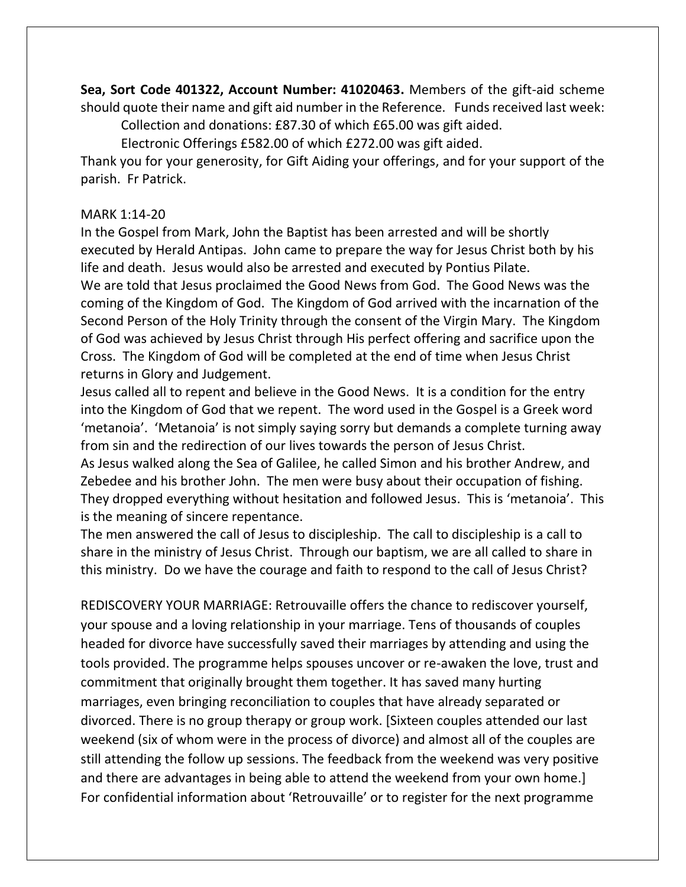**Sea, Sort Code 401322, Account Number: 41020463.** Members of the gift-aid scheme should quote their name and gift aid number in the Reference. Funds received last week:

Collection and donations: £87.30 of which £65.00 was gift aided.

Electronic Offerings £582.00 of which £272.00 was gift aided.

Thank you for your generosity, for Gift Aiding your offerings, and for your support of the parish. Fr Patrick.

MARK 1:14-20

In the Gospel from Mark, John the Baptist has been arrested and will be shortly executed by Herald Antipas. John came to prepare the way for Jesus Christ both by his life and death. Jesus would also be arrested and executed by Pontius Pilate.

We are told that Jesus proclaimed the Good News from God. The Good News was the coming of the Kingdom of God. The Kingdom of God arrived with the incarnation of the Second Person of the Holy Trinity through the consent of the Virgin Mary. The Kingdom of God was achieved by Jesus Christ through His perfect offering and sacrifice upon the Cross. The Kingdom of God will be completed at the end of time when Jesus Christ returns in Glory and Judgement.

Jesus called all to repent and believe in the Good News. It is a condition for the entry into the Kingdom of God that we repent. The word used in the Gospel is a Greek word 'metanoia'. 'Metanoia' is not simply saying sorry but demands a complete turning away from sin and the redirection of our lives towards the person of Jesus Christ.

As Jesus walked along the Sea of Galilee, he called Simon and his brother Andrew, and Zebedee and his brother John. The men were busy about their occupation of fishing. They dropped everything without hesitation and followed Jesus. This is 'metanoia'. This is the meaning of sincere repentance.

The men answered the call of Jesus to discipleship. The call to discipleship is a call to share in the ministry of Jesus Christ. Through our baptism, we are all called to share in this ministry. Do we have the courage and faith to respond to the call of Jesus Christ?

REDISCOVERY YOUR MARRIAGE: Retrouvaille offers the chance to rediscover yourself, your spouse and a loving relationship in your marriage. Tens of thousands of couples headed for divorce have successfully saved their marriages by attending and using the tools provided. The programme helps spouses uncover or re-awaken the love, trust and commitment that originally brought them together. It has saved many hurting marriages, even bringing reconciliation to couples that have already separated or divorced. There is no group therapy or group work. [Sixteen couples attended our last weekend (six of whom were in the process of divorce) and almost all of the couples are still attending the follow up sessions. The feedback from the weekend was very positive and there are advantages in being able to attend the weekend from your own home.] For confidential information about 'Retrouvaille' or to register for the next programme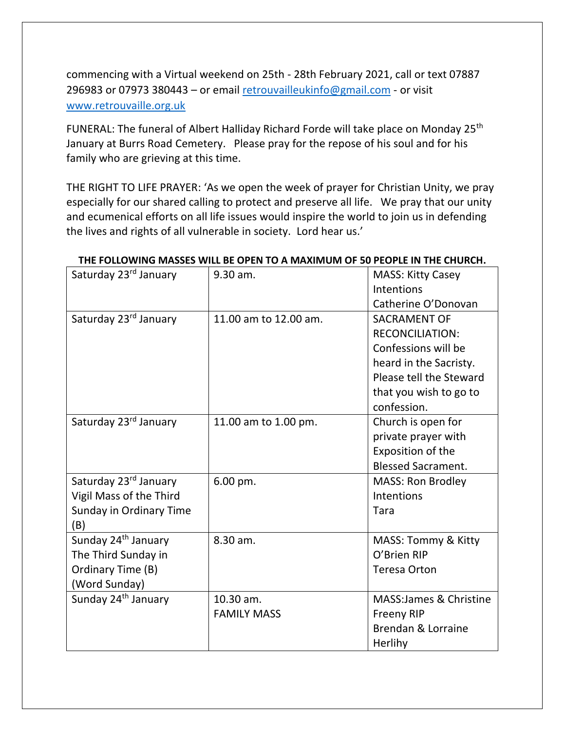commencing with a Virtual weekend on 25th - 28th February 2021, call or text 07887 296983 or 07973 380443 – or email retrouvailleukinfo@gmail.com - or visit www.retrouvaille.org.uk

FUNERAL: The funeral of Albert Halliday Richard Forde will take place on Monday 25th January at Burrs Road Cemetery. Please pray for the repose of his soul and for his family who are grieving at this time.

THE RIGHT TO LIFE PRAYER: 'As we open the week of prayer for Christian Unity, we pray especially for our shared calling to protect and preserve all life. We pray that our unity and ecumenical efforts on all life issues would inspire the world to join us in defending the lives and rights of all vulnerable in society. Lord hear us.'

**THE FOLLOWING MASSES WILL BE OPEN TO A MAXIMUM OF 50 PEOPLE IN THE CHURCH.**

| | | |
|---|---|---|
| Saturday 23rd January | 9.30 am. | MASS: Kitty Casey Intentions Catherine O'Donovan |
| Saturday 23rd January | 11.00 am to 12.00 am. | SACRAMENT OF RECONCILIATION: Confessions will be heard in the Sacristy. Please tell the Steward that you wish to go to confession. |
| Saturday 23rd January | 11.00 am to 1.00 pm. | Church is open for private prayer with Exposition of the Blessed Sacrament. |
| Saturday 23rd January Vigil Mass of the Third Sunday in Ordinary Time (B) | 6.00 pm. | MASS: Ron Brodley Intentions Tara |
| Sunday 24th January The Third Sunday in Ordinary Time (B) (Word Sunday) | 8.30 am. | MASS: Tommy & Kitty O'Brien RIP Teresa Orton |
| Sunday 24th January | 10.30 am. FAMILY MASS | MASS:James & Christine Freeny RIP Brendan & Lorraine Herlihy |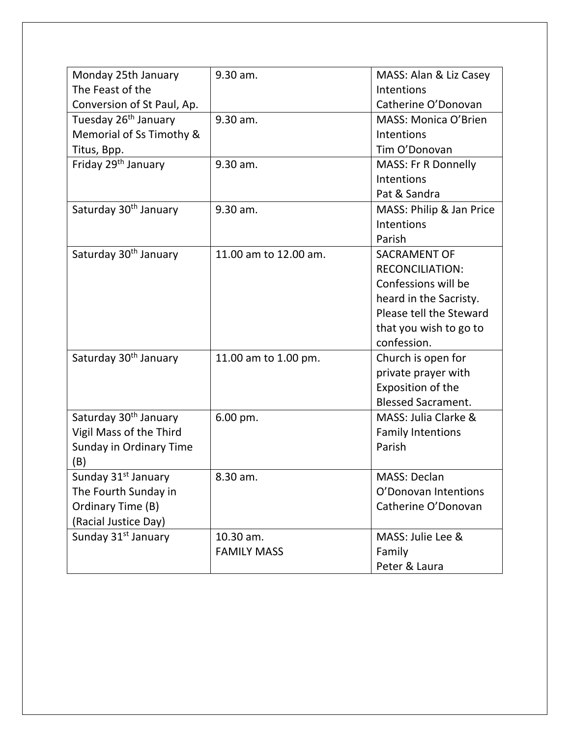| | | |
|---|---|---|
| Monday 25th January The Feast of the Conversion of St Paul, Ap. | 9.30 am. | MASS: Alan & Liz Casey Intentions Catherine O'Donovan |
| Tuesday 26th January Memorial of Ss Timothy & Titus, Bpp. | 9.30 am. | MASS: Monica O'Brien Intentions Tim O'Donovan |
| Friday 29th January | 9.30 am. | MASS: Fr R Donnelly Intentions Pat & Sandra |
| Saturday 30th January | 9.30 am. | MASS: Philip & Jan Price Intentions Parish |
| Saturday 30th January | 11.00 am to 12.00 am. | SACRAMENT OF RECONCILIATION: Confessions will be heard in the Sacristy. Please tell the Steward that you wish to go to confession. |
| Saturday 30th January | 11.00 am to 1.00 pm. | Church is open for private prayer with Exposition of the Blessed Sacrament. |
| Saturday 30th January Vigil Mass of the Third Sunday in Ordinary Time (B) | 6.00 pm. | MASS: Julia Clarke & Family Intentions Parish |
| Sunday 31st January The Fourth Sunday in Ordinary Time (B) (Racial Justice Day) | 8.30 am. | MASS: Declan O'Donovan Intentions Catherine O'Donovan |
| Sunday 31st January | 10.30 am. FAMILY MASS | MASS: Julie Lee & Family Peter & Laura |